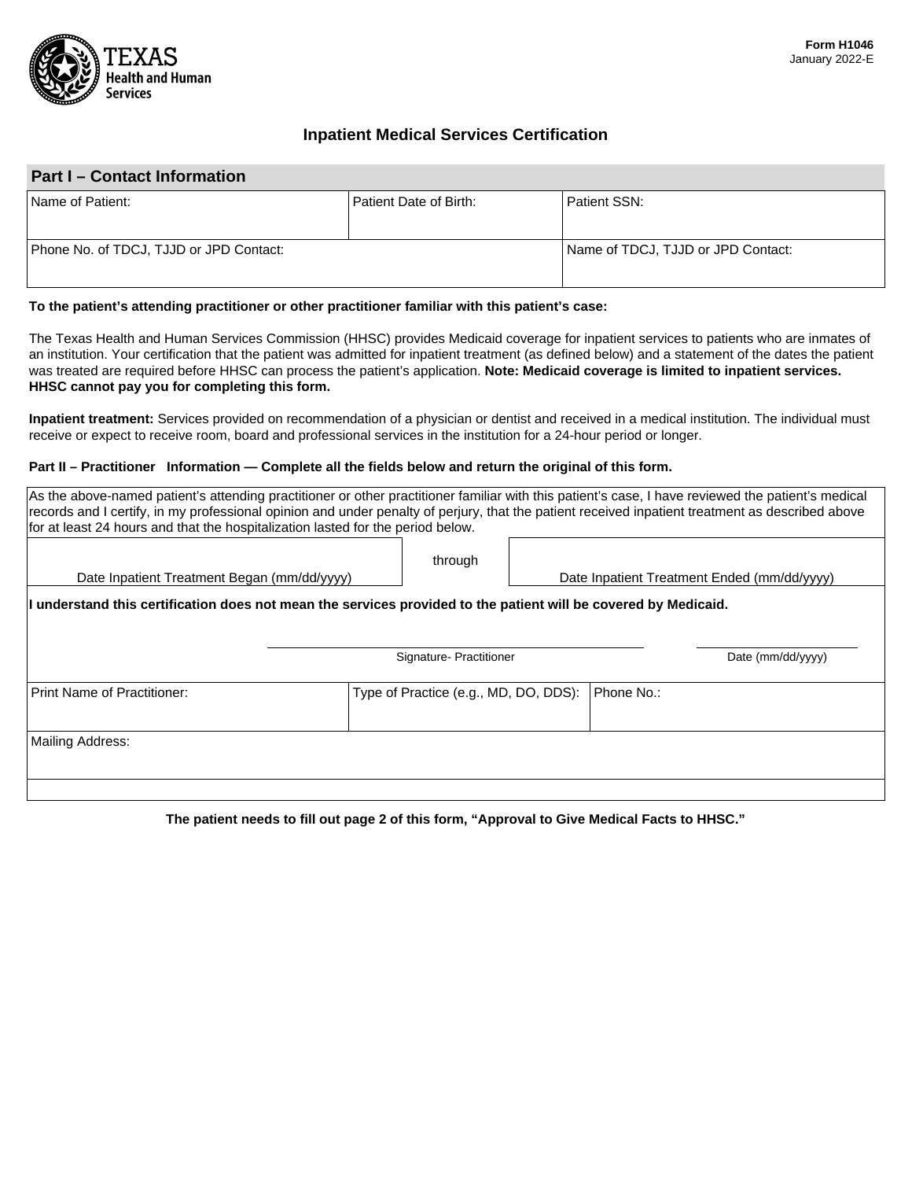TEXAS Health and Human Services

**Form H1046**
January 2022-E

# Inpatient Medical Services Certification

## Part I – Contact Information

| Name of Patient: | Patient Date of Birth: | Patient SSN: |
|---|---|---|
| Phone No. of TDCJ, TJJD or JPD Contact: | | Name of TDCJ, TJJD or JPD Contact: |

**To the patient's attending practitioner or other practitioner familiar with this patient's case:**

The Texas Health and Human Services Commission (HHSC) provides Medicaid coverage for inpatient services to patients who are inmates of an institution. Your certification that the patient was admitted for inpatient treatment (as defined below) and a statement of the dates the patient was treated are required before HHSC can process the patient's application. **Note: Medicaid coverage is limited to inpatient services. HHSC cannot pay you for completing this form.**

**Inpatient treatment:** Services provided on recommendation of a physician or dentist and received in a medical institution. The individual must receive or expect to receive room, board and professional services in the institution for a 24-hour period or longer.

**Part II – Practitioner Information — Complete all the fields below and return the original of this form.**

As the above-named patient's attending practitioner or other practitioner familiar with this patient's case, I have reviewed the patient's medical records and I certify, in my professional opinion and under penalty of perjury, that the patient received inpatient treatment as described above for at least 24 hours and that the hospitalization lasted for the period below.

| Date Inpatient Treatment Began (mm/dd/yyyy) | through | Date Inpatient Treatment Ended (mm/dd/yyyy) |
|---|---|---|

**I understand this certification does not mean the services provided to the patient will be covered by Medicaid.**

Signature- Practitioner ______________________ Date (mm/dd/yyyy) ____________

| Print Name of Practitioner: | Type of Practice (e.g., MD, DO, DDS): | Phone No.: |
|---|---|---|
| Mailing Address: | | |

**The patient needs to fill out page 2 of this form, "Approval to Give Medical Facts to HHSC."**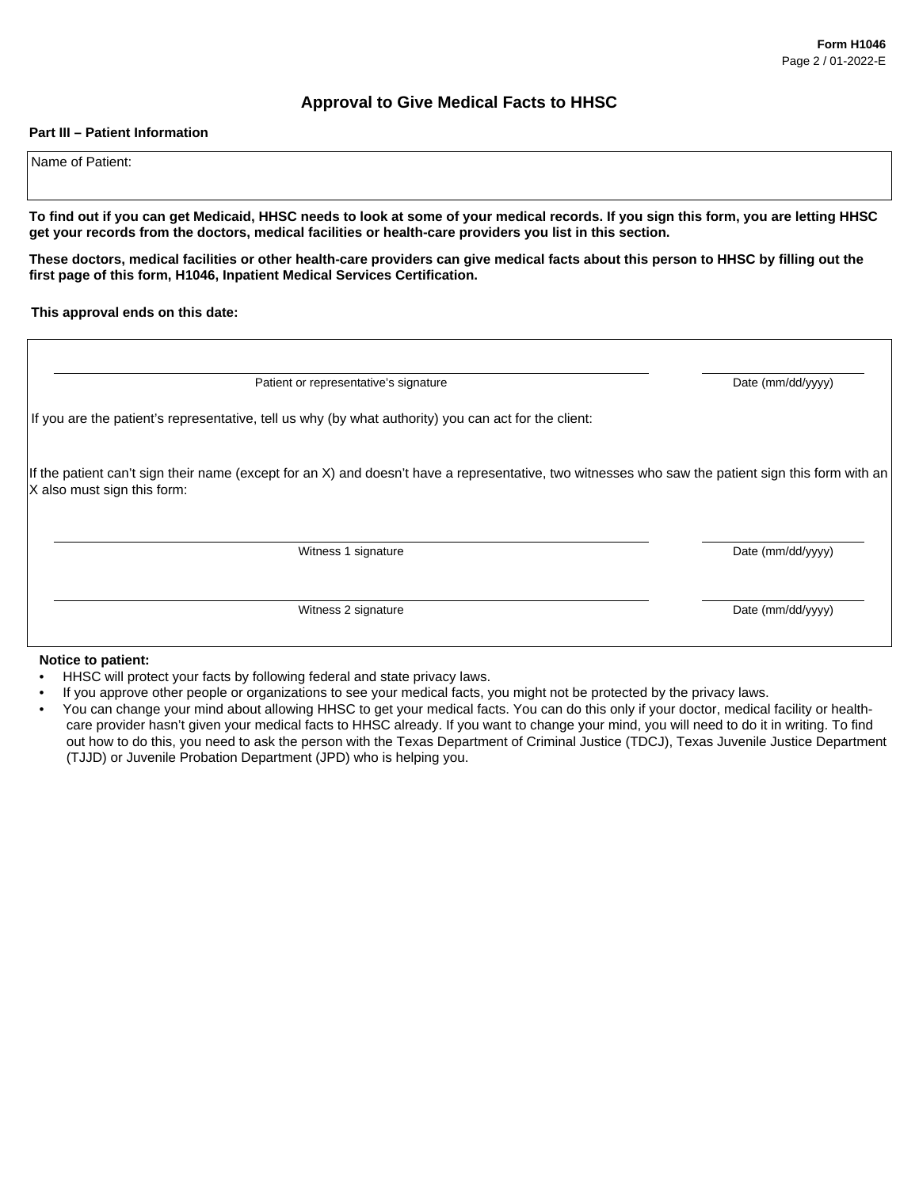Form H1046
Page 2 / 01-2022-E

# Approval to Give Medical Facts to HHSC

**Part III – Patient Information**

Name of Patient:

**To find out if you can get Medicaid, HHSC needs to look at some of your medical records. If you sign this form, you are letting HHSC get your records from the doctors, medical facilities or health-care providers you list in this section.**

**These doctors, medical facilities or other health-care providers can give medical facts about this person to HHSC by filling out the first page of this form, H1046, Inpatient Medical Services Certification.**

**This approval ends on this date:**

\_\_\_\_\_\_\_\_\_\_\_\_\_\_\_\_\_\_\_\_\_\_\_\_\_\_\_\_\_\_\_\_\_\_\_\_\_\_\_\_ \_\_\_\_\_\_\_\_\_\_\_\_\_\_\_\_
Patient or representative's signature — Date (mm/dd/yyyy)

If you are the patient's representative, tell us why (by what authority) you can act for the client:

If the patient can't sign their name (except for an X) and doesn't have a representative, two witnesses who saw the patient sign this form with an X also must sign this form:

\_\_\_\_\_\_\_\_\_\_\_\_\_\_\_\_\_\_\_\_\_\_\_\_\_\_\_\_\_\_\_\_\_\_\_\_\_\_\_\_ \_\_\_\_\_\_\_\_\_\_\_\_\_\_\_\_
Witness 1 signature — Date (mm/dd/yyyy)

\_\_\_\_\_\_\_\_\_\_\_\_\_\_\_\_\_\_\_\_\_\_\_\_\_\_\_\_\_\_\_\_\_\_\_\_\_\_\_\_ \_\_\_\_\_\_\_\_\_\_\_\_\_\_\_\_
Witness 2 signature — Date (mm/dd/yyyy)

**Notice to patient:**

- HHSC will protect your facts by following federal and state privacy laws.
- If you approve other people or organizations to see your medical facts, you might not be protected by the privacy laws.
- You can change your mind about allowing HHSC to get your medical facts. You can do this only if your doctor, medical facility or health-care provider hasn't given your medical facts to HHSC already. If you want to change your mind, you will need to do it in writing. To find out how to do this, you need to ask the person with the Texas Department of Criminal Justice (TDCJ), Texas Juvenile Justice Department (TJJD) or Juvenile Probation Department (JPD) who is helping you.